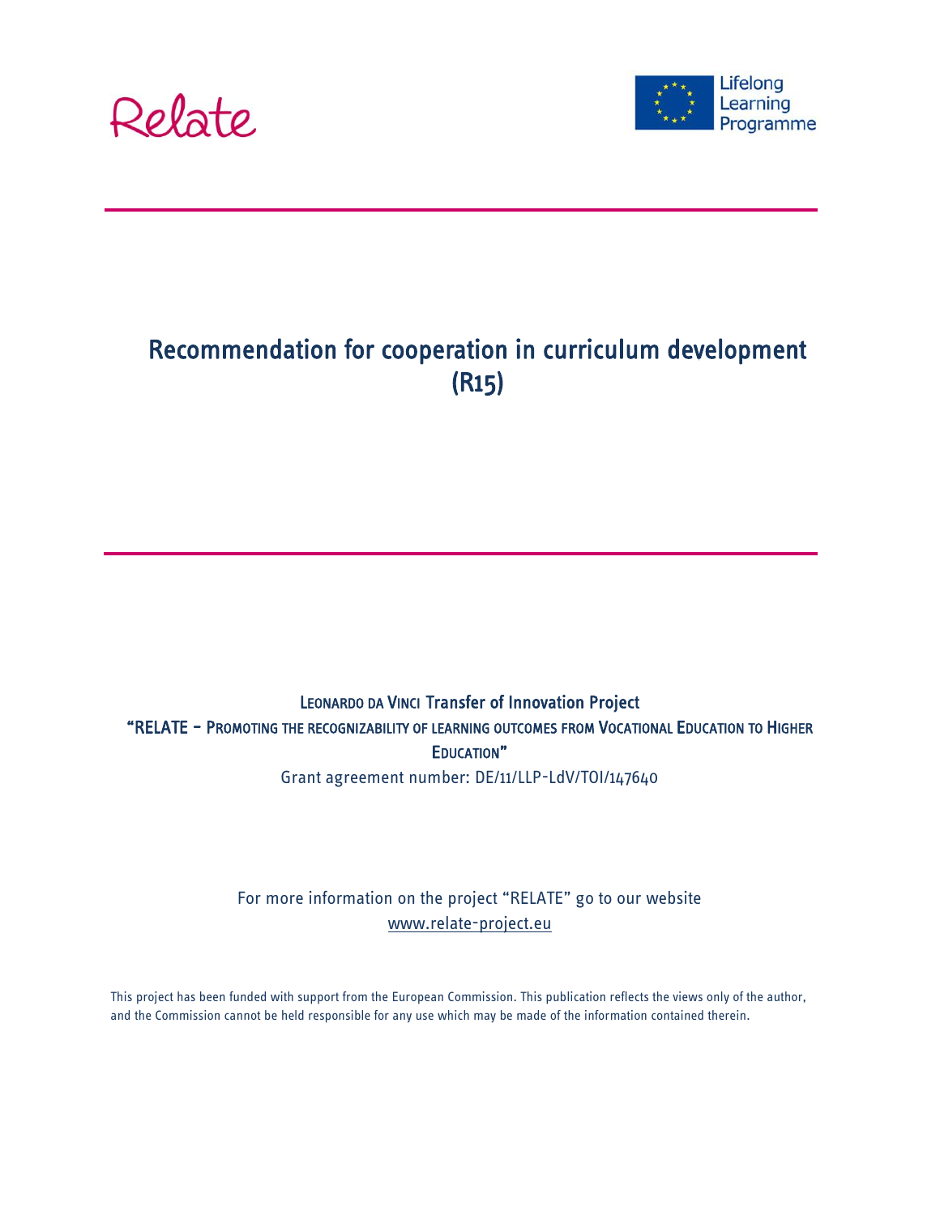Relate

Lifelong Learning Programme

# Recommendation for cooperation in curriculum development (R15)

LEONARDO DA VINCI Transfer of Innovation Project

"RELATE – PROMOTING THE RECOGNIZABILITY OF LEARNING OUTCOMES FROM VOCATIONAL EDUCATION TO HIGHER EDUCATION"

Grant agreement number: DE/11/LLP-LdV/TOI/147640

For more information on the project "RELATE" go to our website
www.relate-project.eu

This project has been funded with support from the European Commission. This publication reflects the views only of the author, and the Commission cannot be held responsible for any use which may be made of the information contained therein.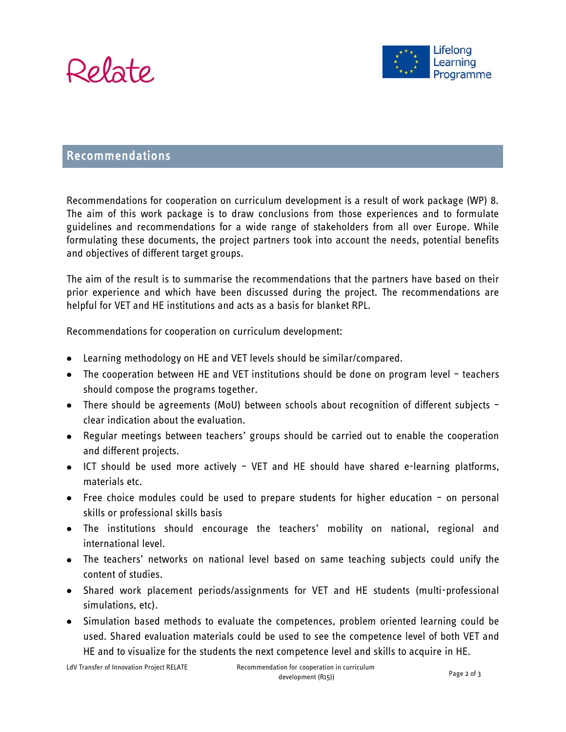## Recommendations

Recommendations for cooperation on curriculum development is a result of work package (WP) 8. The aim of this work package is to draw conclusions from those experiences and to formulate guidelines and recommendations for a wide range of stakeholders from all over Europe. While formulating these documents, the project partners took into account the needs, potential benefits and objectives of different target groups.

The aim of the result is to summarise the recommendations that the partners have based on their prior experience and which have been discussed during the project. The recommendations are helpful for VET and HE institutions and acts as a basis for blanket RPL.

Recommendations for cooperation on curriculum development:

- Learning methodology on HE and VET levels should be similar/compared.
- The cooperation between HE and VET institutions should be done on program level – teachers should compose the programs together.
- There should be agreements (MoU) between schools about recognition of different subjects – clear indication about the evaluation.
- Regular meetings between teachers' groups should be carried out to enable the cooperation and different projects.
- ICT should be used more actively – VET and HE should have shared e-learning platforms, materials etc.
- Free choice modules could be used to prepare students for higher education – on personal skills or professional skills basis
- The institutions should encourage the teachers' mobility on national, regional and international level.
- The teachers' networks on national level based on same teaching subjects could unify the content of studies.
- Shared work placement periods/assignments for VET and HE students (multi-professional simulations, etc).
- Simulation based methods to evaluate the competences, problem oriented learning could be used. Shared evaluation materials could be used to see the competence level of both VET and HE and to visualize for the students the next competence level and skills to acquire in HE.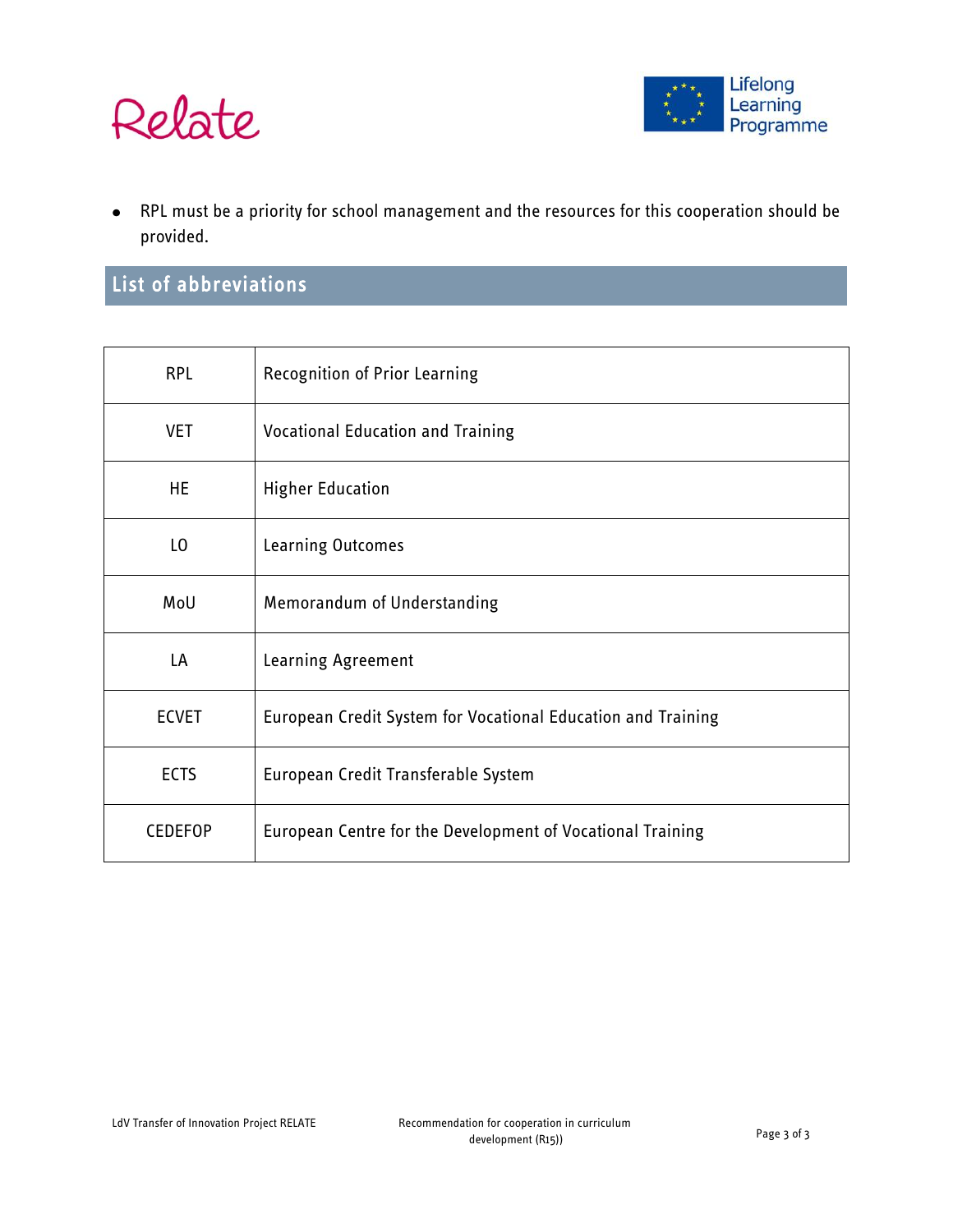- RPL must be a priority for school management and the resources for this cooperation should be provided.

## List of abbreviations

| | |
|---|---|
| RPL | Recognition of Prior Learning |
| VET | Vocational Education and Training |
| HE | Higher Education |
| LO | Learning Outcomes |
| MoU | Memorandum of Understanding |
| LA | Learning Agreement |
| ECVET | European Credit System for Vocational Education and Training |
| ECTS | European Credit Transferable System |
| CEDEFOP | European Centre for the Development of Vocational Training |